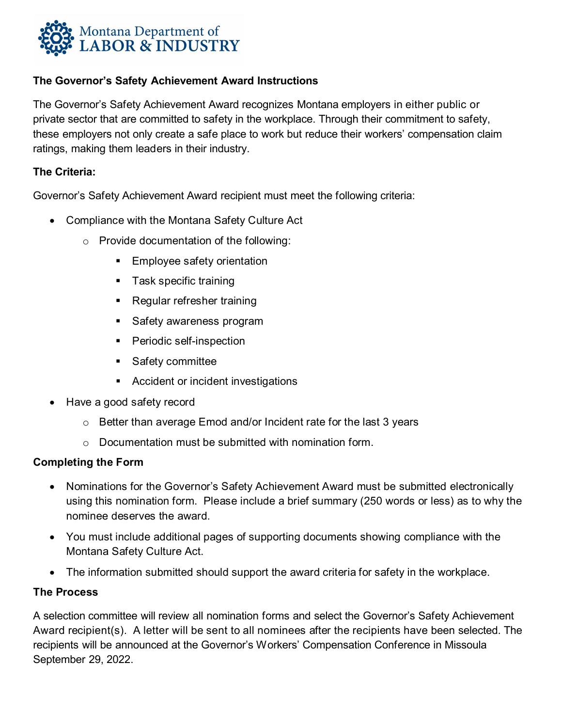Montana Department of
LABOR & INDUSTRY

## The Governor's Safety Achievement Award Instructions

The Governor's Safety Achievement Award recognizes Montana employers in either public or private sector that are committed to safety in the workplace. Through their commitment to safety, these employers not only create a safe place to work but reduce their workers' compensation claim ratings, making them leaders in their industry.

### The Criteria:

Governor's Safety Achievement Award recipient must meet the following criteria:

- Compliance with the Montana Safety Culture Act
  - Provide documentation of the following:
    - Employee safety orientation
    - Task specific training
    - Regular refresher training
    - Safety awareness program
    - Periodic self-inspection
    - Safety committee
    - Accident or incident investigations
- Have a good safety record
  - Better than average Emod and/or Incident rate for the last 3 years
  - Documentation must be submitted with nomination form.

### Completing the Form

- Nominations for the Governor's Safety Achievement Award must be submitted electronically using this nomination form. Please include a brief summary (250 words or less) as to why the nominee deserves the award.
- You must include additional pages of supporting documents showing compliance with the Montana Safety Culture Act.
- The information submitted should support the award criteria for safety in the workplace.

### The Process

A selection committee will review all nomination forms and select the Governor's Safety Achievement Award recipient(s). A letter will be sent to all nominees after the recipients have been selected. The recipients will be announced at the Governor's Workers' Compensation Conference in Missoula September 29, 2022.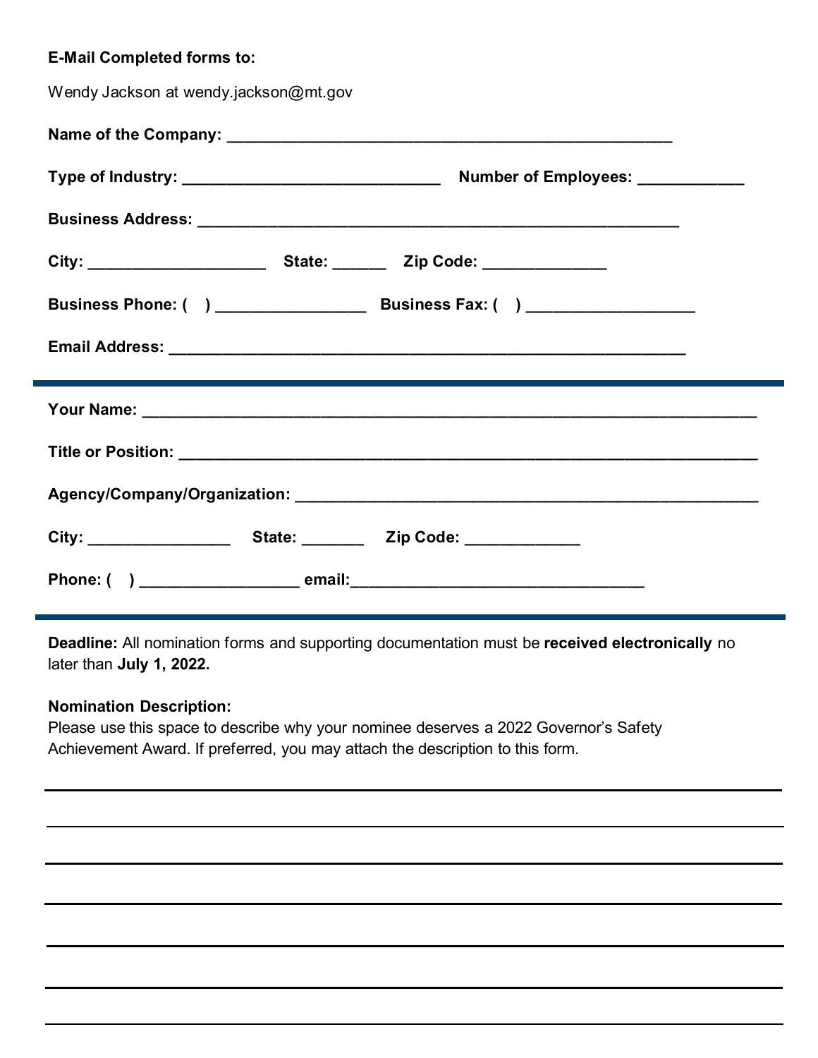**E-Mail Completed forms to:**

Wendy Jackson at wendy.jackson@mt.gov

**Name of the Company:** ___________________________________________________

**Type of Industry:** ______________________________ **Number of Employees:** ____________

**Business Address:** _______________________________________________________

**City:** ____________________ **State:** ______ **Zip Code:** ______________

**Business Phone: (    )** _________________ **Business Fax: (    )** ___________________

**Email Address:** _____________________________________________________________

---

**Your Name:** ____________________________________________________________________

**Title or Position:** ______________________________________________________________

**Agency/Company/Organization:** _____________________________________________________

**City:** ________________ **State:** _______ **Zip Code:** _____________

**Phone: (    )** __________________ **email:**__________________________________

---

**Deadline:** All nomination forms and supporting documentation must be **received electronically** no later than **July 1, 2022.**

**Nomination Description:**
Please use this space to describe why your nominee deserves a 2022 Governor's Safety Achievement Award. If preferred, you may attach the description to this form.

________________________________________________________________________________

________________________________________________________________________________

________________________________________________________________________________

________________________________________________________________________________

________________________________________________________________________________

________________________________________________________________________________

________________________________________________________________________________